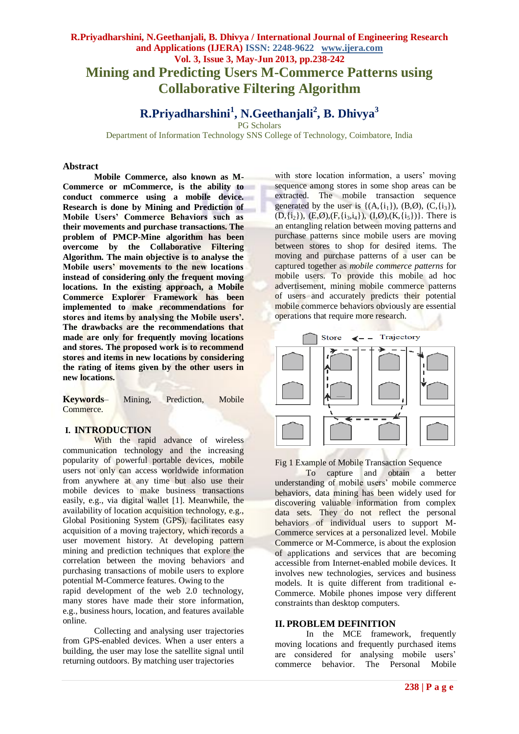# Mining and Predicting Users M-Commerce Patterns using Collaborative Filtering Algorithm

## R.Priyadharshini[1], N.Geethanjali[2], B. Dhivya[3]

PG Scholars

Department of Information Technology SNS College of Technology, Coimbatore, India

### Abstract

**Mobile Commerce, also known as M-Commerce or mCommerce, is the ability to conduct commerce using a mobile device. Research is done by Mining and Prediction of Mobile Users' Commerce Behaviors such as their movements and purchase transactions. The problem of PMCP-Mine algorithm has been overcome by the Collaborative Filtering Algorithm. The main objective is to analyse the Mobile users' movements to the new locations instead of considering only the frequent moving locations. In the existing approach, a Mobile Commerce Explorer Framework has been implemented to make recommendations for stores and items by analysing the Mobile users'. The drawbacks are the recommendations that made are only for frequently moving locations and stores. The proposed work is to recommend stores and items in new locations by considering the rating of items given by the other users in new locations.**

**Keywords**– Mining, Prediction, Mobile Commerce.

## I. INTRODUCTION

With the rapid advance of wireless communication technology and the increasing popularity of powerful portable devices, mobile users not only can access worldwide information from anywhere at any time but also use their mobile devices to make business transactions easily, e.g., via digital wallet [1]. Meanwhile, the availability of location acquisition technology, e.g., Global Positioning System (GPS), facilitates easy acquisition of a moving trajectory, which records a user movement history. At developing pattern mining and prediction techniques that explore the correlation between the moving behaviors and purchasing transactions of mobile users to explore potential M-Commerce features. Owing to the rapid development of the web 2.0 technology, many stores have made their store information, e.g., business hours, location, and features available online.

Collecting and analysing user trajectories from GPS-enabled devices. When a user enters a building, the user may lose the satellite signal until returning outdoors. By matching user trajectories with store location information, a users' moving sequence among stores in some shop areas can be extracted. The mobile transaction sequence generated by the user is $\{(A,\{i_1\}), (B,\emptyset), (C,\{i_3\}), (D,\{i_2\}), (E,\emptyset),(F,\{i_3,i_4\}), (I,\emptyset),(K,\{i_5\})\}$. There is an entangling relation between moving patterns and purchase patterns since mobile users are moving between stores to shop for desired items. The moving and purchase patterns of a user can be captured together as *mobile commerce patterns* for mobile users. To provide this mobile ad hoc advertisement, mining mobile commerce patterns of users and accurately predicts their potential mobile commerce behaviors obviously are essential operations that require more research.

Fig 1 Example of Mobile Transaction Sequence

To capture and obtain a better understanding of mobile users' mobile commerce behaviors, data mining has been widely used for discovering valuable information from complex data sets. They do not reflect the personal behaviors of individual users to support M-Commerce services at a personalized level. Mobile Commerce or M-Commerce, is about the explosion of applications and services that are becoming accessible from Internet-enabled mobile devices. It involves new technologies, services and business models. It is quite different from traditional e-Commerce. Mobile phones impose very different constraints than desktop computers.

## II. PROBLEM DEFINITION

In the MCE framework, frequently moving locations and frequently purchased items are considered for analysing mobile users' commerce behavior. The Personal Mobile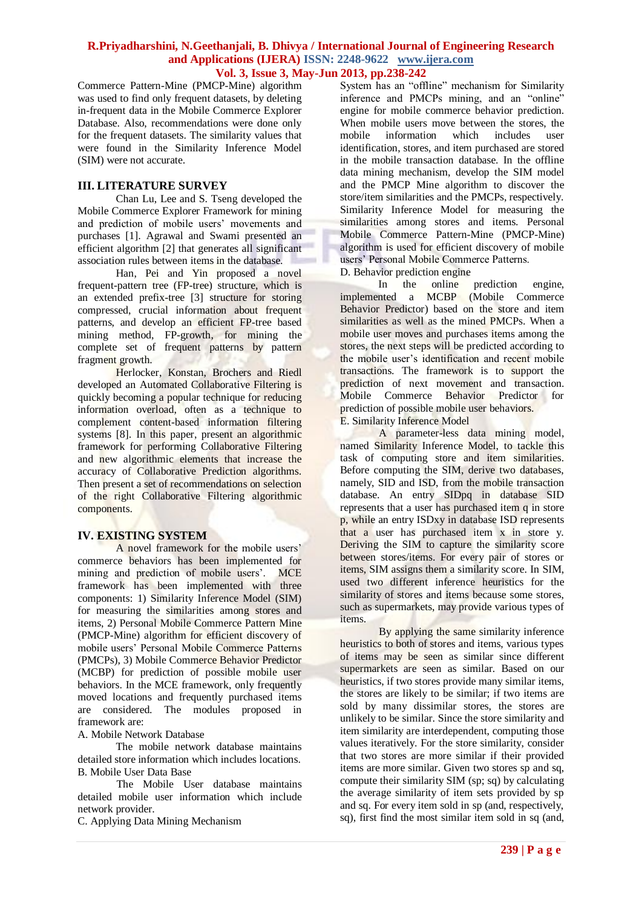Commerce Pattern-Mine (PMCP-Mine) algorithm was used to find only frequent datasets, by deleting in-frequent data in the Mobile Commerce Explorer Database. Also, recommendations were done only for the frequent datasets. The similarity values that were found in the Similarity Inference Model (SIM) were not accurate.

## III. LITERATURE SURVEY

Chan Lu, Lee and S. Tseng developed the Mobile Commerce Explorer Framework for mining and prediction of mobile users' movements and purchases [1]. Agrawal and Swami presented an efficient algorithm [2] that generates all significant association rules between items in the database.

Han, Pei and Yin proposed a novel frequent-pattern tree (FP-tree) structure, which is an extended prefix-tree [3] structure for storing compressed, crucial information about frequent patterns, and develop an efficient FP-tree based mining method, FP-growth, for mining the complete set of frequent patterns by pattern fragment growth.

Herlocker, Konstan, Brochers and Riedl developed an Automated Collaborative Filtering is quickly becoming a popular technique for reducing information overload, often as a technique to complement content-based information filtering systems [8]. In this paper, present an algorithmic framework for performing Collaborative Filtering and new algorithmic elements that increase the accuracy of Collaborative Prediction algorithms. Then present a set of recommendations on selection of the right Collaborative Filtering algorithmic components.

## IV. EXISTING SYSTEM

A novel framework for the mobile users' commerce behaviors has been implemented for mining and prediction of mobile users'. MCE framework has been implemented with three components: 1) Similarity Inference Model (SIM) for measuring the similarities among stores and items, 2) Personal Mobile Commerce Pattern Mine (PMCP-Mine) algorithm for efficient discovery of mobile users' Personal Mobile Commerce Patterns (PMCPs), 3) Mobile Commerce Behavior Predictor (MCBP) for prediction of possible mobile user behaviors. In the MCE framework, only frequently moved locations and frequently purchased items are considered. The modules proposed in framework are:

A. Mobile Network Database

The mobile network database maintains detailed store information which includes locations.

B. Mobile User Data Base

The Mobile User database maintains detailed mobile user information which include network provider.

C. Applying Data Mining Mechanism

System has an "offline" mechanism for Similarity inference and PMCPs mining, and an "online" engine for mobile commerce behavior prediction. When mobile users move between the stores, the mobile information which includes user identification, stores, and item purchased are stored in the mobile transaction database. In the offline data mining mechanism, develop the SIM model and the PMCP Mine algorithm to discover the store/item similarities and the PMCPs, respectively. Similarity Inference Model for measuring the similarities among stores and items. Personal Mobile Commerce Pattern-Mine (PMCP-Mine) algorithm is used for efficient discovery of mobile users' Personal Mobile Commerce Patterns.

D. Behavior prediction engine

In the online prediction engine, implemented a MCBP (Mobile Commerce Behavior Predictor) based on the store and item similarities as well as the mined PMCPs. When a mobile user moves and purchases items among the stores, the next steps will be predicted according to the mobile user's identification and recent mobile transactions. The framework is to support the prediction of next movement and transaction. Mobile Commerce Behavior Predictor for prediction of possible mobile user behaviors.

E. Similarity Inference Model

A parameter-less data mining model, named Similarity Inference Model, to tackle this task of computing store and item similarities. Before computing the SIM, derive two databases, namely, SID and ISD, from the mobile transaction database. An entry SIDpq in database SID represents that a user has purchased item q in store p, while an entry ISDxy in database ISD represents that a user has purchased item x in store y. Deriving the SIM to capture the similarity score between stores/items. For every pair of stores or items, SIM assigns them a similarity score. In SIM, used two different inference heuristics for the similarity of stores and items because some stores, such as supermarkets, may provide various types of items.

By applying the same similarity inference heuristics to both of stores and items, various types of items may be seen as similar since different supermarkets are seen as similar. Based on our heuristics, if two stores provide many similar items, the stores are likely to be similar; if two items are sold by many dissimilar stores, the stores are unlikely to be similar. Since the store similarity and item similarity are interdependent, computing those values iteratively. For the store similarity, consider that two stores are more similar if their provided items are more similar. Given two stores sp and sq, compute their similarity SIM (sp; sq) by calculating the average similarity of item sets provided by sp and sq. For every item sold in sp (and, respectively, sq), first find the most similar item sold in sq (and,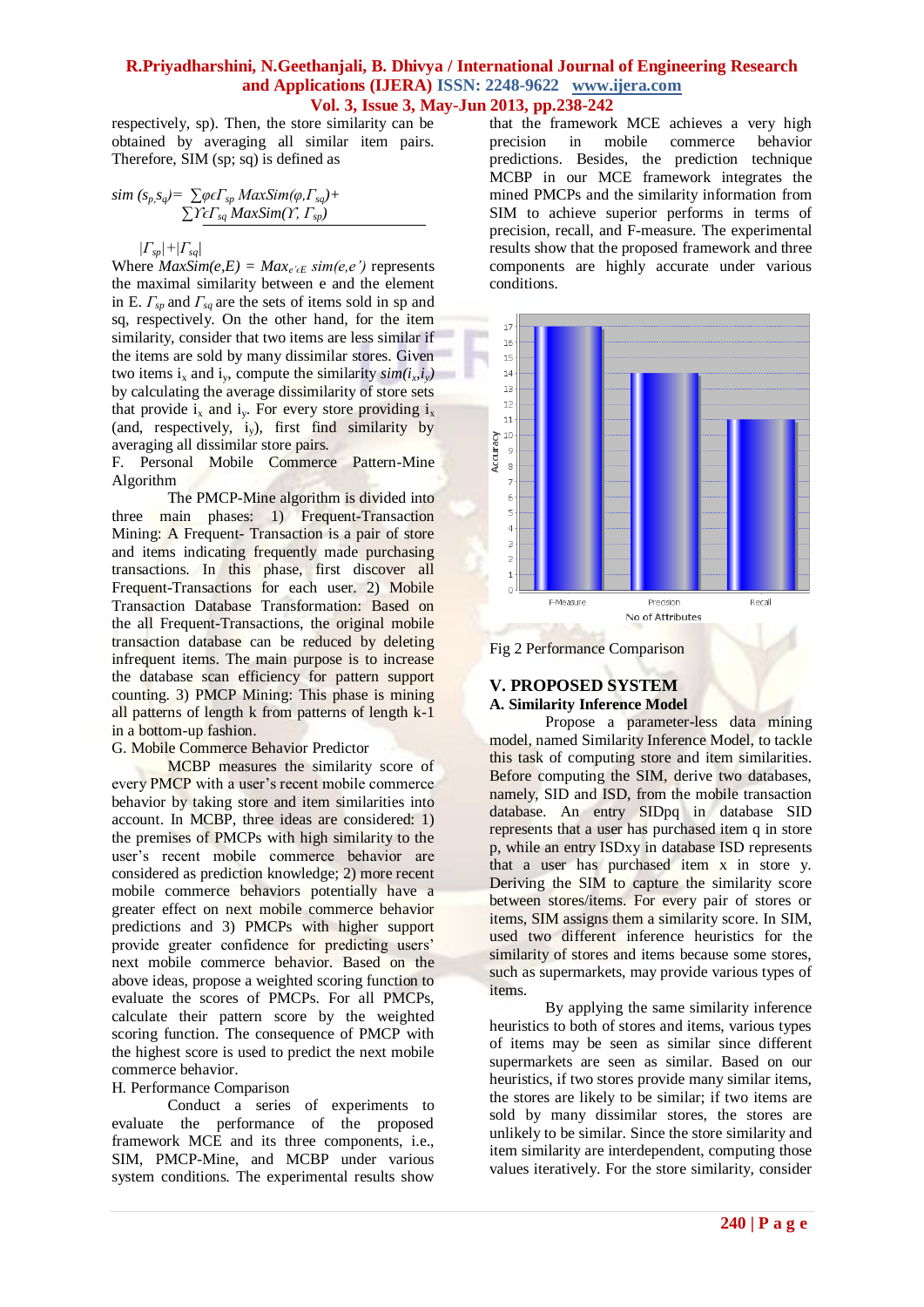respectively, sp). Then, the store similarity can be obtained by averaging all similar item pairs. Therefore, SIM (sp; sq) is defined as

$$sim(s_p,s_q) = \frac{\sum_{\varphi \epsilon \Gamma_{sp}} MaxSim(\varphi,\Gamma_{sq}) + \sum_{\Upsilon \epsilon \Gamma_{sq}} MaxSim(\Upsilon,\Gamma_{sp})}{|\Gamma_{sp}|+|\Gamma_{sq}|}$$

Where $MaxSim(e,E) = Max_{e' \epsilon E}\ sim(e,e')$ represents the maximal similarity between e and the element in E. $\Gamma_{sp}$ and $\Gamma_{sq}$ are the sets of items sold in sp and sq, respectively. On the other hand, for the item similarity, consider that two items are less similar if the items are sold by many dissimilar stores. Given two items $i_x$ and $i_y$, compute the similarity $sim(i_x,i_y)$ by calculating the average dissimilarity of store sets that provide $i_x$ and $i_y$. For every store providing $i_x$ (and, respectively, $i_y$), first find similarity by averaging all dissimilar store pairs.

F. Personal Mobile Commerce Pattern-Mine Algorithm

The PMCP-Mine algorithm is divided into three main phases: 1) Frequent-Transaction Mining: A Frequent- Transaction is a pair of store and items indicating frequently made purchasing transactions. In this phase, first discover all Frequent-Transactions for each user. 2) Mobile Transaction Database Transformation: Based on the all Frequent-Transactions, the original mobile transaction database can be reduced by deleting infrequent items. The main purpose is to increase the database scan efficiency for pattern support counting. 3) PMCP Mining: This phase is mining all patterns of length k from patterns of length k-1 in a bottom-up fashion.

G. Mobile Commerce Behavior Predictor

MCBP measures the similarity score of every PMCP with a user's recent mobile commerce behavior by taking store and item similarities into account. In MCBP, three ideas are considered: 1) the premises of PMCPs with high similarity to the user's recent mobile commerce behavior are considered as prediction knowledge; 2) more recent mobile commerce behaviors potentially have a greater effect on next mobile commerce behavior predictions and 3) PMCPs with higher support provide greater confidence for predicting users' next mobile commerce behavior. Based on the above ideas, propose a weighted scoring function to evaluate the scores of PMCPs. For all PMCPs, calculate their pattern score by the weighted scoring function. The consequence of PMCP with the highest score is used to predict the next mobile commerce behavior.

H. Performance Comparison

Conduct a series of experiments to evaluate the performance of the proposed framework MCE and its three components, i.e., SIM, PMCP-Mine, and MCBP under various system conditions. The experimental results show that the framework MCE achieves a very high precision in mobile commerce behavior predictions. Besides, the prediction technique MCBP in our MCE framework integrates the mined PMCPs and the similarity information from SIM to achieve superior performs in terms of precision, recall, and F-measure. The experimental results show that the proposed framework and three components are highly accurate under various conditions.

Fig 2 Performance Comparison

## V. PROPOSED SYSTEM

### A. Similarity Inference Model

Propose a parameter-less data mining model, named Similarity Inference Model, to tackle this task of computing store and item similarities. Before computing the SIM, derive two databases, namely, SID and ISD, from the mobile transaction database. An entry SIDpq in database SID represents that a user has purchased item q in store p, while an entry ISDxy in database ISD represents that a user has purchased item x in store y. Deriving the SIM to capture the similarity score between stores/items. For every pair of stores or items, SIM assigns them a similarity score. In SIM, used two different inference heuristics for the similarity of stores and items because some stores, such as supermarkets, may provide various types of items.

By applying the same similarity inference heuristics to both of stores and items, various types of items may be seen as similar since different supermarkets are seen as similar. Based on our heuristics, if two stores provide many similar items, the stores are likely to be similar; if two items are sold by many dissimilar stores, the stores are unlikely to be similar. Since the store similarity and item similarity are interdependent, computing those values iteratively. For the store similarity, consider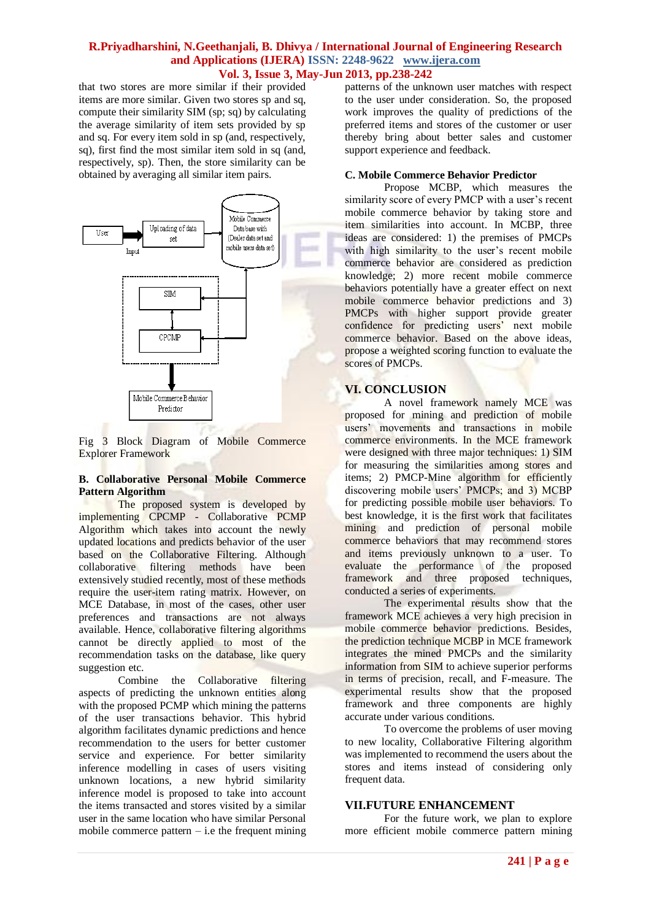that two stores are more similar if their provided items are more similar. Given two stores sp and sq, compute their similarity SIM (sp; sq) by calculating the average similarity of item sets provided by sp and sq. For every item sold in sp (and, respectively, sq), first find the most similar item sold in sq (and, respectively, sp). Then, the store similarity can be obtained by averaging all similar item pairs.

Fig 3 Block Diagram of Mobile Commerce Explorer Framework

### B. Collaborative Personal Mobile Commerce Pattern Algorithm

The proposed system is developed by implementing CPCMP - Collaborative PCMP Algorithm which takes into account the newly updated locations and predicts behavior of the user based on the Collaborative Filtering. Although collaborative filtering methods have been extensively studied recently, most of these methods require the user-item rating matrix. However, on MCE Database, in most of the cases, other user preferences and transactions are not always available. Hence, collaborative filtering algorithms cannot be directly applied to most of the recommendation tasks on the database, like query suggestion etc.

Combine the Collaborative filtering aspects of predicting the unknown entities along with the proposed PCMP which mining the patterns of the user transactions behavior. This hybrid algorithm facilitates dynamic predictions and hence recommendation to the users for better customer service and experience. For better similarity inference modelling in cases of users visiting unknown locations, a new hybrid similarity inference model is proposed to take into account the items transacted and stores visited by a similar user in the same location who have similar Personal mobile commerce pattern – i.e the frequent mining patterns of the unknown user matches with respect to the user under consideration. So, the proposed work improves the quality of predictions of the preferred items and stores of the customer or user thereby bring about better sales and customer support experience and feedback.

### C. Mobile Commerce Behavior Predictor

Propose MCBP, which measures the similarity score of every PMCP with a user's recent mobile commerce behavior by taking store and item similarities into account. In MCBP, three ideas are considered: 1) the premises of PMCPs with high similarity to the user's recent mobile commerce behavior are considered as prediction knowledge; 2) more recent mobile commerce behaviors potentially have a greater effect on next mobile commerce behavior predictions and 3) PMCPs with higher support provide greater confidence for predicting users' next mobile commerce behavior. Based on the above ideas, propose a weighted scoring function to evaluate the scores of PMCPs.

## VI. CONCLUSION

A novel framework namely MCE was proposed for mining and prediction of mobile users' movements and transactions in mobile commerce environments. In the MCE framework were designed with three major techniques: 1) SIM for measuring the similarities among stores and items; 2) PMCP-Mine algorithm for efficiently discovering mobile users' PMCPs; and 3) MCBP for predicting possible mobile user behaviors. To best knowledge, it is the first work that facilitates mining and prediction of personal mobile commerce behaviors that may recommend stores and items previously unknown to a user. To evaluate the performance of the proposed framework and three proposed techniques, conducted a series of experiments.

The experimental results show that the framework MCE achieves a very high precision in mobile commerce behavior predictions. Besides, the prediction technique MCBP in MCE framework integrates the mined PMCPs and the similarity information from SIM to achieve superior performs in terms of precision, recall, and F-measure. The experimental results show that the proposed framework and three components are highly accurate under various conditions.

To overcome the problems of user moving to new locality, Collaborative Filtering algorithm was implemented to recommend the users about the stores and items instead of considering only frequent data.

## VII.FUTURE ENHANCEMENT

For the future work, we plan to explore more efficient mobile commerce pattern mining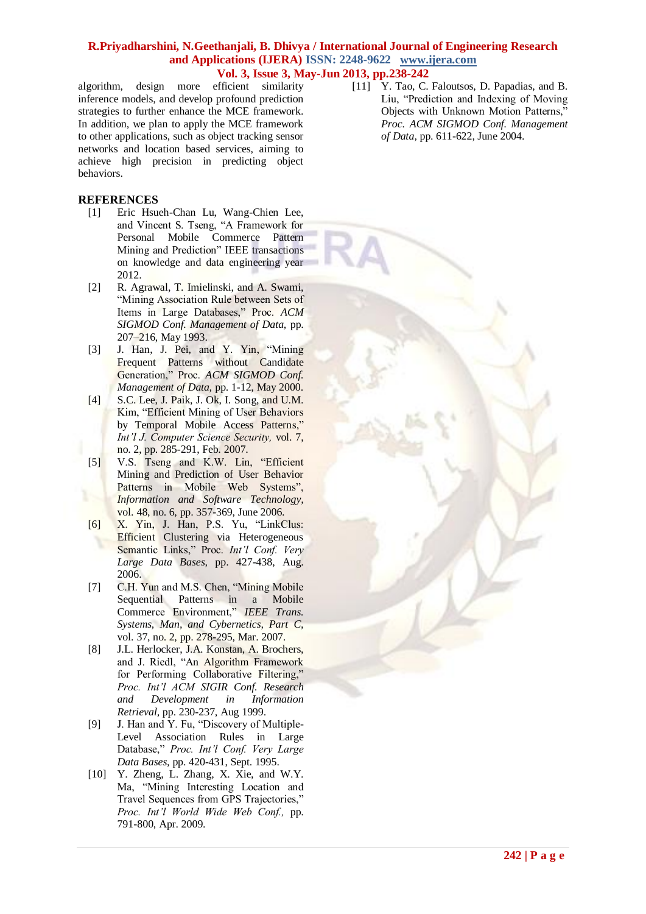algorithm, design more efficient similarity inference models, and develop profound prediction strategies to further enhance the MCE framework. In addition, we plan to apply the MCE framework to other applications, such as object tracking sensor networks and location based services, aiming to achieve high precision in predicting object behaviors.

## REFERENCES

[1] Eric Hsueh-Chan Lu, Wang-Chien Lee, and Vincent S. Tseng, "A Framework for Personal Mobile Commerce Pattern Mining and Prediction" IEEE transactions on knowledge and data engineering year 2012.

[2] R. Agrawal, T. Imielinski, and A. Swami, "Mining Association Rule between Sets of Items in Large Databases," Proc. *ACM SIGMOD Conf. Management of Data,* pp. 207–216, May 1993.

[3] J. Han, J. Pei, and Y. Yin, "Mining Frequent Patterns without Candidate Generation," Proc. *ACM SIGMOD Conf. Management of Data,* pp. 1-12, May 2000.

[4] S.C. Lee, J. Paik, J. Ok, I. Song, and U.M. Kim, "Efficient Mining of User Behaviors by Temporal Mobile Access Patterns," *Int'l J. Computer Science Security,* vol. 7, no. 2, pp. 285-291, Feb. 2007.

[5] V.S. Tseng and K.W. Lin, "Efficient Mining and Prediction of User Behavior Patterns in Mobile Web Systems", *Information and Software Technology,* vol. 48, no. 6, pp. 357-369, June 2006.

[6] X. Yin, J. Han, P.S. Yu, "LinkClus: Efficient Clustering via Heterogeneous Semantic Links," Proc. *Int'l Conf. Very Large Data Bases,* pp. 427-438, Aug. 2006.

[7] C.H. Yun and M.S. Chen, "Mining Mobile Sequential Patterns in a Mobile Commerce Environment," *IEEE Trans. Systems, Man, and Cybernetics, Part C,* vol. 37, no. 2, pp. 278-295, Mar. 2007.

[8] J.L. Herlocker, J.A. Konstan, A. Brochers, and J. Riedl, "An Algorithm Framework for Performing Collaborative Filtering," *Proc. Int'l ACM SIGIR Conf. Research and Development in Information Retrieval,* pp. 230-237, Aug 1999.

[9] J. Han and Y. Fu, "Discovery of Multiple-Level Association Rules in Large Database," *Proc. Int'l Conf. Very Large Data Bases,* pp. 420-431, Sept. 1995.

[10] Y. Zheng, L. Zhang, X. Xie, and W.Y. Ma, "Mining Interesting Location and Travel Sequences from GPS Trajectories," *Proc. Int'l World Wide Web Conf.,* pp. 791-800, Apr. 2009.

[11] Y. Tao, C. Faloutsos, D. Papadias, and B. Liu, "Prediction and Indexing of Moving Objects with Unknown Motion Patterns," *Proc. ACM SIGMOD Conf. Management of Data,* pp. 611-622, June 2004.